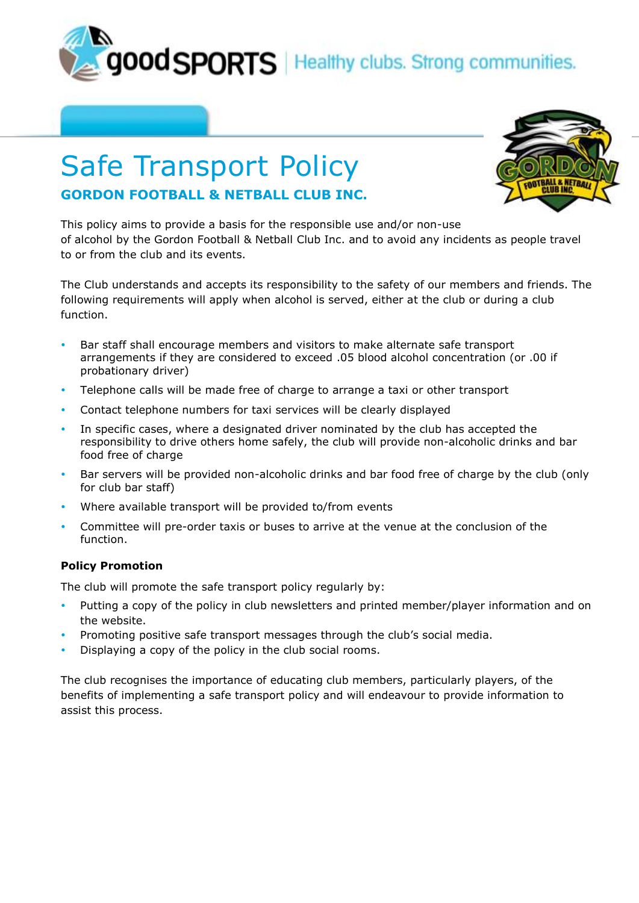# Safe Transport Policy

## GORDON FOOTBALL & NETBALL CLUB INC.

This policy aims to provide a basis for the responsible use and/or non-use of alcohol by the Gordon Football & Netball Club Inc. and to avoid any incidents as people travel to or from the club and its events.

The Club understands and accepts its responsibility to the safety of our members and friends. The following requirements will apply when alcohol is served, either at the club or during a club function.

- Bar staff shall encourage members and visitors to make alternate safe transport arrangements if they are considered to exceed .05 blood alcohol concentration (or .00 if probationary driver)
- Telephone calls will be made free of charge to arrange a taxi or other transport
- Contact telephone numbers for taxi services will be clearly displayed
- In specific cases, where a designated driver nominated by the club has accepted the responsibility to drive others home safely, the club will provide non-alcoholic drinks and bar food free of charge
- Bar servers will be provided non-alcoholic drinks and bar food free of charge by the club (only for club bar staff)
- Where available transport will be provided to/from events
- Committee will pre-order taxis or buses to arrive at the venue at the conclusion of the function.

**Policy Promotion**

The club will promote the safe transport policy regularly by:

- Putting a copy of the policy in club newsletters and printed member/player information and on the website.
- Promoting positive safe transport messages through the club's social media.
- Displaying a copy of the policy in the club social rooms.

The club recognises the importance of educating club members, particularly players, of the benefits of implementing a safe transport policy and will endeavour to provide information to assist this process.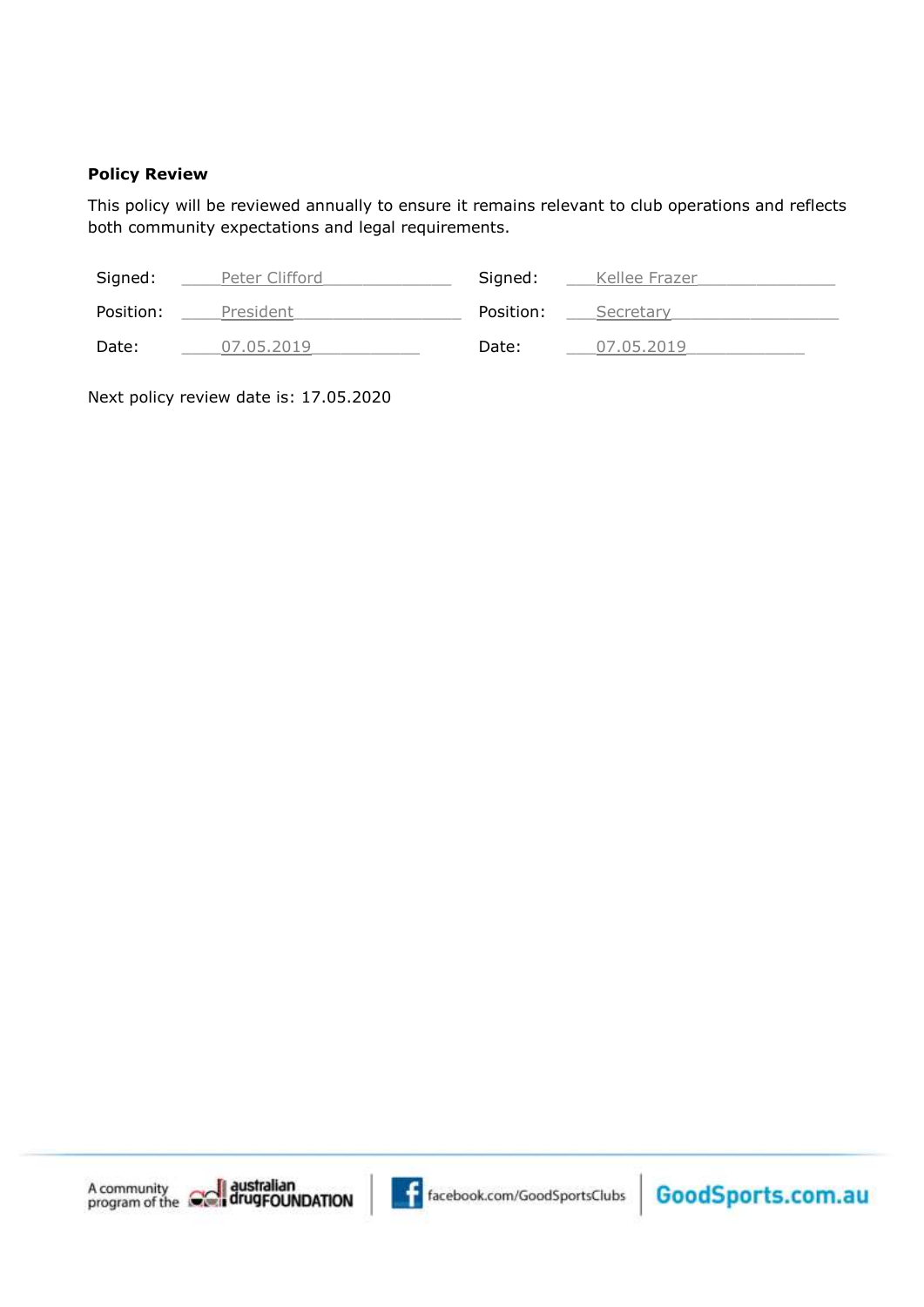**Policy Review**

This policy will be reviewed annually to ensure it remains relevant to club operations and reflects both community expectations and legal requirements.

| | | | |
|---|---|---|---|
| Signed: | Peter Clifford | Signed: | Kellee Frazer |
| Position: | President | Position: | Secretary |
| Date: | 07.05.2019 | Date: | 07.05.2019 |

Next policy review date is: 17.05.2020